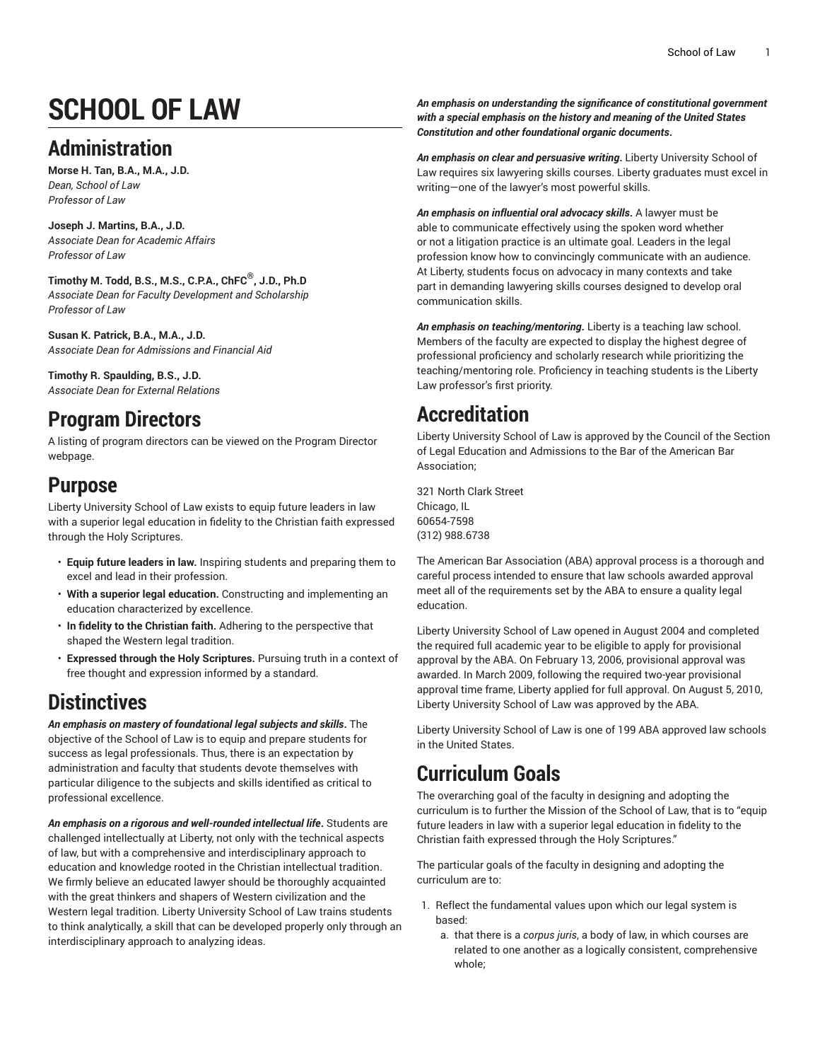# SCHOOL OF LAW

## Administration

**Morse H. Tan, B.A., M.A., J.D.**
*Dean, School of Law*
*Professor of Law*

**Joseph J. Martins, B.A., J.D.**
*Associate Dean for Academic Affairs*
*Professor of Law*

**Timothy M. Todd, B.S., M.S., C.P.A., ChFC®, J.D., Ph.D**
*Associate Dean for Faculty Development and Scholarship*
*Professor of Law*

**Susan K. Patrick, B.A., M.A., J.D.**
*Associate Dean for Admissions and Financial Aid*

**Timothy R. Spaulding, B.S., J.D.**
*Associate Dean for External Relations*

## Program Directors

A listing of program directors can be viewed on the Program Director webpage.

## Purpose

Liberty University School of Law exists to equip future leaders in law with a superior legal education in fidelity to the Christian faith expressed through the Holy Scriptures.

- **Equip future leaders in law.** Inspiring students and preparing them to excel and lead in their profession.
- **With a superior legal education.** Constructing and implementing an education characterized by excellence.
- **In fidelity to the Christian faith.** Adhering to the perspective that shaped the Western legal tradition.
- **Expressed through the Holy Scriptures.** Pursuing truth in a context of free thought and expression informed by a standard.

## Distinctives

***An emphasis on mastery of foundational legal subjects and skills.*** The objective of the School of Law is to equip and prepare students for success as legal professionals. Thus, there is an expectation by administration and faculty that students devote themselves with particular diligence to the subjects and skills identified as critical to professional excellence.

***An emphasis on a rigorous and well-rounded intellectual life.*** Students are challenged intellectually at Liberty, not only with the technical aspects of law, but with a comprehensive and interdisciplinary approach to education and knowledge rooted in the Christian intellectual tradition. We firmly believe an educated lawyer should be thoroughly acquainted with the great thinkers and shapers of Western civilization and the Western legal tradition. Liberty University School of Law trains students to think analytically, a skill that can be developed properly only through an interdisciplinary approach to analyzing ideas.

***An emphasis on understanding the significance of constitutional government with a special emphasis on the history and meaning of the United States Constitution and other foundational organic documents.***

***An emphasis on clear and persuasive writing.*** Liberty University School of Law requires six lawyering skills courses. Liberty graduates must excel in writing—one of the lawyer's most powerful skills.

***An emphasis on influential oral advocacy skills.*** A lawyer must be able to communicate effectively using the spoken word whether or not a litigation practice is an ultimate goal. Leaders in the legal profession know how to convincingly communicate with an audience. At Liberty, students focus on advocacy in many contexts and take part in demanding lawyering skills courses designed to develop oral communication skills.

***An emphasis on teaching/mentoring.*** Liberty is a teaching law school. Members of the faculty are expected to display the highest degree of professional proficiency and scholarly research while prioritizing the teaching/mentoring role. Proficiency in teaching students is the Liberty Law professor's first priority.

## Accreditation

Liberty University School of Law is approved by the Council of the Section of Legal Education and Admissions to the Bar of the American Bar Association;

321 North Clark Street
Chicago, IL
60654-7598
(312) 988.6738

The American Bar Association (ABA) approval process is a thorough and careful process intended to ensure that law schools awarded approval meet all of the requirements set by the ABA to ensure a quality legal education.

Liberty University School of Law opened in August 2004 and completed the required full academic year to be eligible to apply for provisional approval by the ABA. On February 13, 2006, provisional approval was awarded. In March 2009, following the required two-year provisional approval time frame, Liberty applied for full approval. On August 5, 2010, Liberty University School of Law was approved by the ABA.

Liberty University School of Law is one of 199 ABA approved law schools in the United States.

## Curriculum Goals

The overarching goal of the faculty in designing and adopting the curriculum is to further the Mission of the School of Law, that is to "equip future leaders in law with a superior legal education in fidelity to the Christian faith expressed through the Holy Scriptures."

The particular goals of the faculty in designing and adopting the curriculum are to:

1. Reflect the fundamental values upon which our legal system is based:
   a. that there is a *corpus juris*, a body of law, in which courses are related to one another as a logically consistent, comprehensive whole;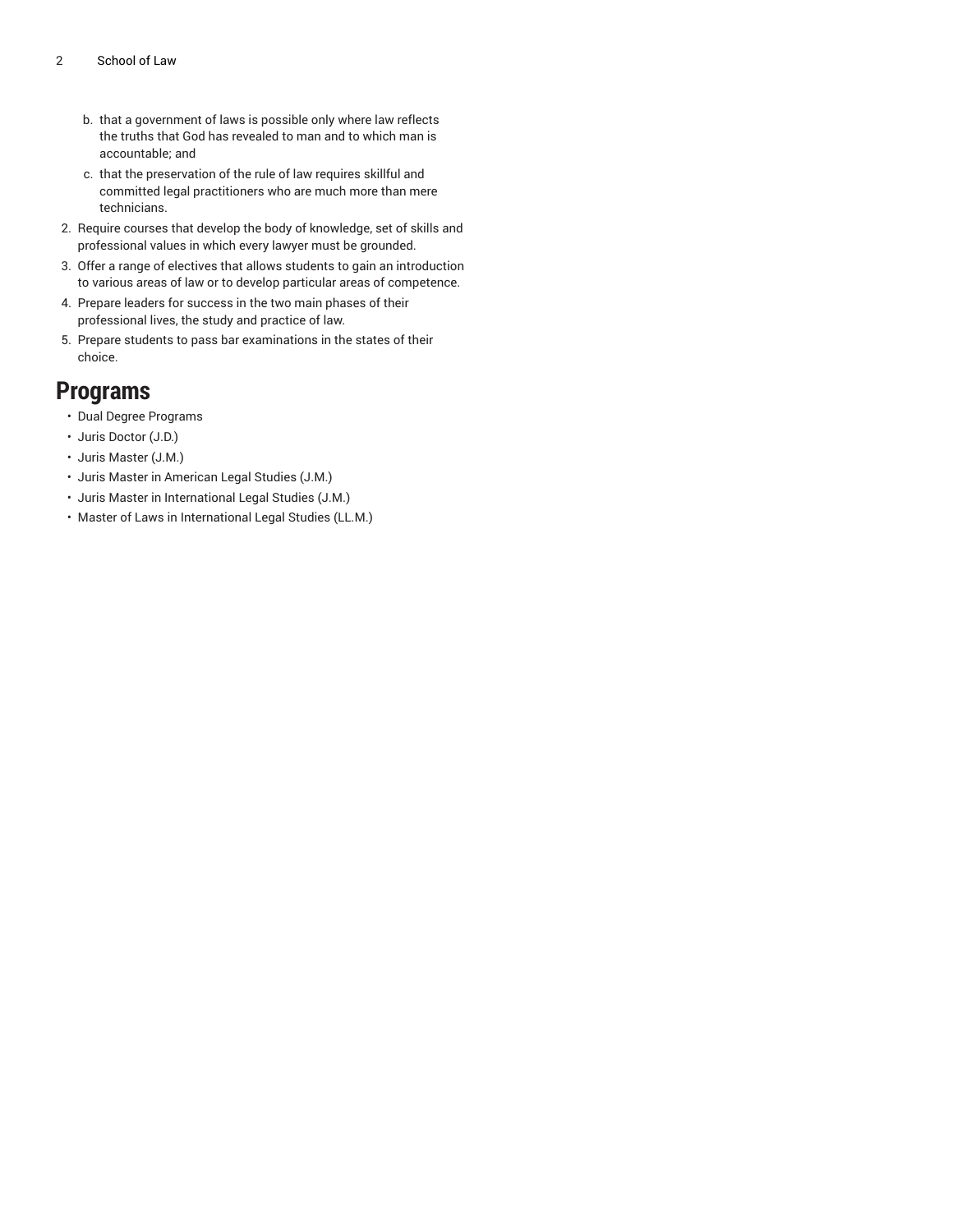b. that a government of laws is possible only where law reflects the truths that God has revealed to man and to which man is accountable; and
   c. that the preservation of the rule of law requires skillful and committed legal practitioners who are much more than mere technicians.
2. Require courses that develop the body of knowledge, set of skills and professional values in which every lawyer must be grounded.
3. Offer a range of electives that allows students to gain an introduction to various areas of law or to develop particular areas of competence.
4. Prepare leaders for success in the two main phases of their professional lives, the study and practice of law.
5. Prepare students to pass bar examinations in the states of their choice.

## Programs

- Dual Degree Programs
- Juris Doctor (J.D.)
- Juris Master (J.M.)
- Juris Master in American Legal Studies (J.M.)
- Juris Master in International Legal Studies (J.M.)
- Master of Laws in International Legal Studies (LL.M.)